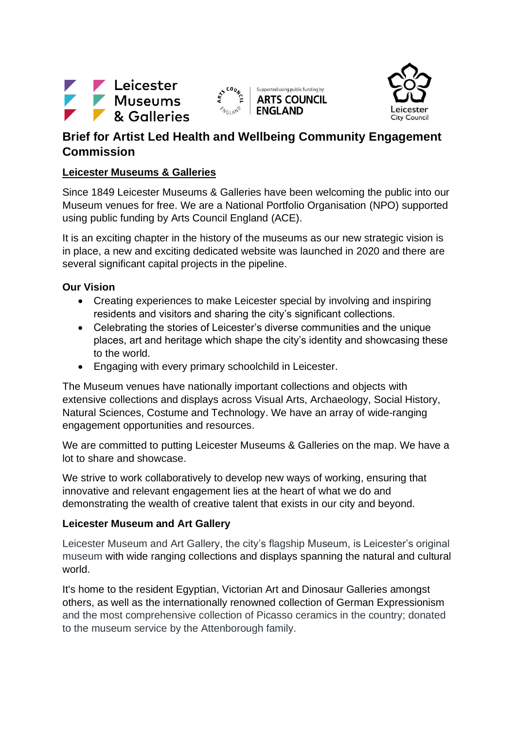# Brief for Artist Led Health and Wellbeing Community Engagement Commission

## Leicester Museums & Galleries

Since 1849 Leicester Museums & Galleries have been welcoming the public into our Museum venues for free. We are a National Portfolio Organisation (NPO) supported using public funding by Arts Council England (ACE).

It is an exciting chapter in the history of the museums as our new strategic vision is in place, a new and exciting dedicated website was launched in 2020 and there are several significant capital projects in the pipeline.

### Our Vision

- Creating experiences to make Leicester special by involving and inspiring residents and visitors and sharing the city's significant collections.
- Celebrating the stories of Leicester's diverse communities and the unique places, art and heritage which shape the city's identity and showcasing these to the world.
- Engaging with every primary schoolchild in Leicester.

The Museum venues have nationally important collections and objects with extensive collections and displays across Visual Arts, Archaeology, Social History, Natural Sciences, Costume and Technology. We have an array of wide-ranging engagement opportunities and resources.

We are committed to putting Leicester Museums & Galleries on the map. We have a lot to share and showcase.

We strive to work collaboratively to develop new ways of working, ensuring that innovative and relevant engagement lies at the heart of what we do and demonstrating the wealth of creative talent that exists in our city and beyond.

### Leicester Museum and Art Gallery

Leicester Museum and Art Gallery, the city's flagship Museum, is Leicester's original museum with wide ranging collections and displays spanning the natural and cultural world.

It's home to the resident Egyptian, Victorian Art and Dinosaur Galleries amongst others, as well as the internationally renowned collection of German Expressionism and the most comprehensive collection of Picasso ceramics in the country; donated to the museum service by the Attenborough family.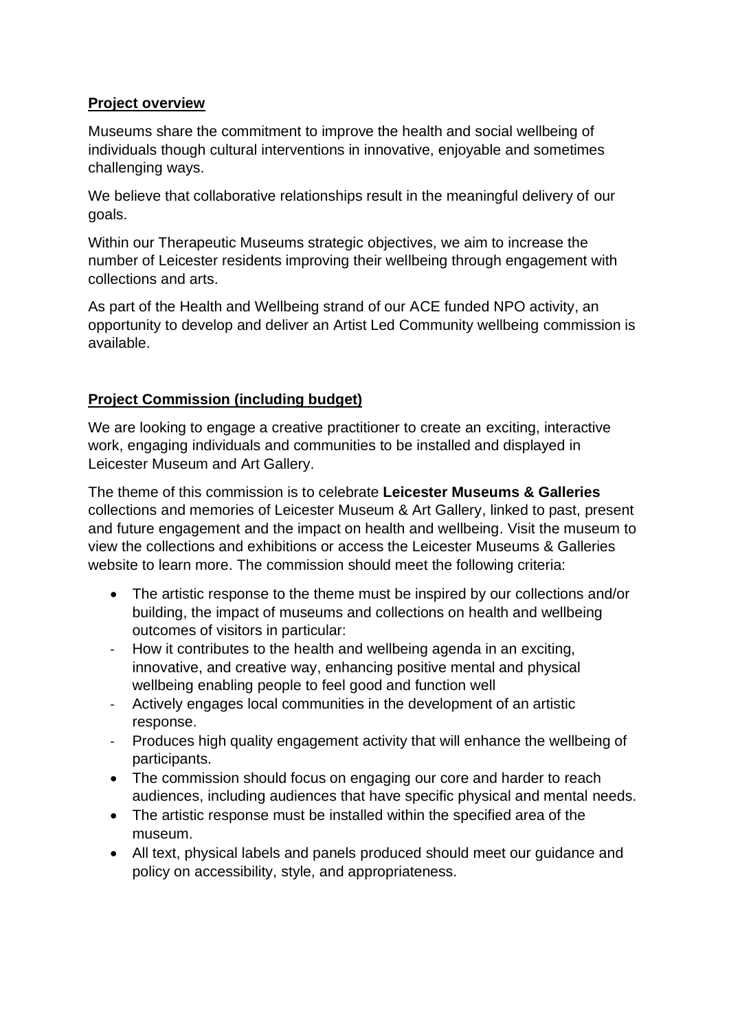**Project overview**

Museums share the commitment to improve the health and social wellbeing of individuals though cultural interventions in innovative, enjoyable and sometimes challenging ways.

We believe that collaborative relationships result in the meaningful delivery of our goals.

Within our Therapeutic Museums strategic objectives, we aim to increase the number of Leicester residents improving their wellbeing through engagement with collections and arts.

As part of the Health and Wellbeing strand of our ACE funded NPO activity, an opportunity to develop and deliver an Artist Led Community wellbeing commission is available.

**Project Commission (including budget)**

We are looking to engage a creative practitioner to create an exciting, interactive work, engaging individuals and communities to be installed and displayed in Leicester Museum and Art Gallery.

The theme of this commission is to celebrate **Leicester Museums & Galleries** collections and memories of Leicester Museum & Art Gallery, linked to past, present and future engagement and the impact on health and wellbeing. Visit the museum to view the collections and exhibitions or access the Leicester Museums & Galleries website to learn more. The commission should meet the following criteria:

- The artistic response to the theme must be inspired by our collections and/or building, the impact of museums and collections on health and wellbeing outcomes of visitors in particular:
  - How it contributes to the health and wellbeing agenda in an exciting, innovative, and creative way, enhancing positive mental and physical wellbeing enabling people to feel good and function well
  - Actively engages local communities in the development of an artistic response.
  - Produces high quality engagement activity that will enhance the wellbeing of participants.
- The commission should focus on engaging our core and harder to reach audiences, including audiences that have specific physical and mental needs.
- The artistic response must be installed within the specified area of the museum.
- All text, physical labels and panels produced should meet our guidance and policy on accessibility, style, and appropriateness.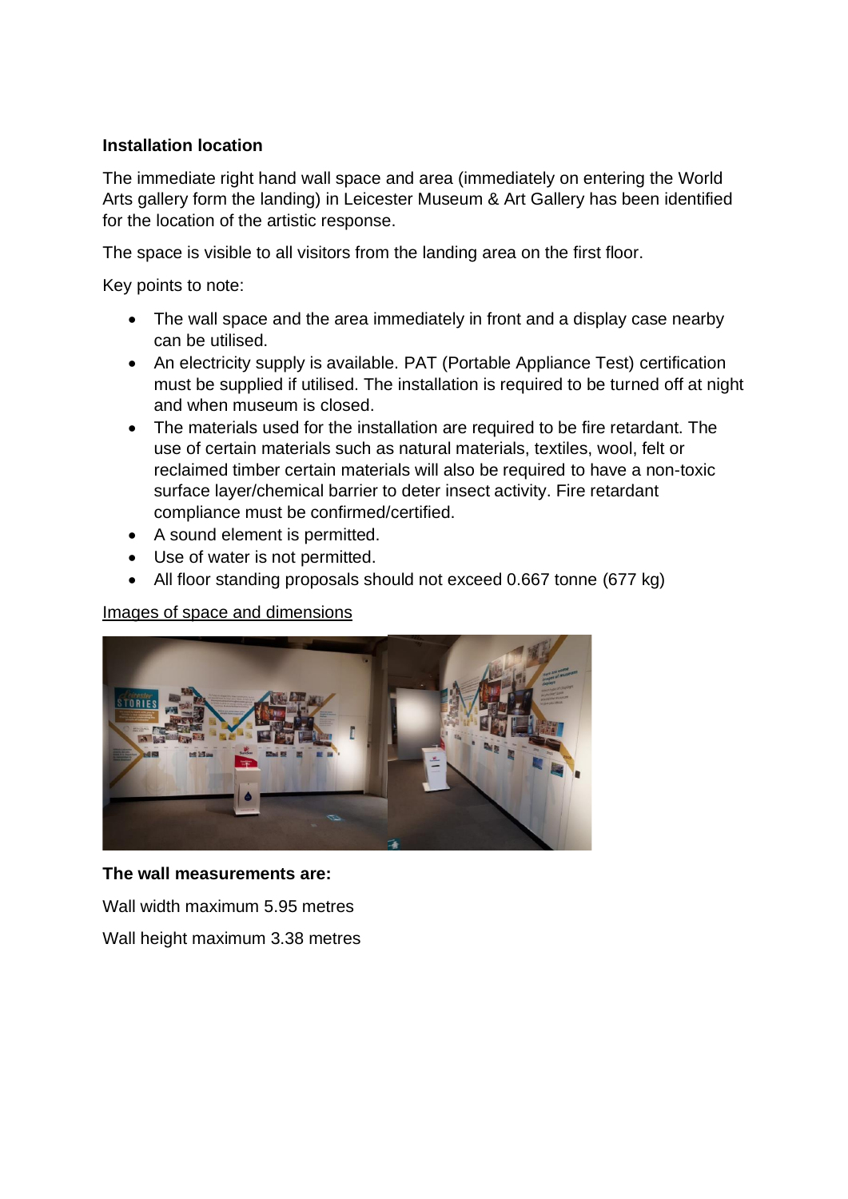**Installation location**

The immediate right hand wall space and area (immediately on entering the World Arts gallery form the landing) in Leicester Museum & Art Gallery has been identified for the location of the artistic response.

The space is visible to all visitors from the landing area on the first floor.

Key points to note:

- The wall space and the area immediately in front and a display case nearby can be utilised.
- An electricity supply is available. PAT (Portable Appliance Test) certification must be supplied if utilised. The installation is required to be turned off at night and when museum is closed.
- The materials used for the installation are required to be fire retardant. The use of certain materials such as natural materials, textiles, wool, felt or reclaimed timber certain materials will also be required to have a non-toxic surface layer/chemical barrier to deter insect activity. Fire retardant compliance must be confirmed/certified.
- A sound element is permitted.
- Use of water is not permitted.
- All floor standing proposals should not exceed 0.667 tonne (677 kg)

Images of space and dimensions

**The wall measurements are:**

Wall width maximum 5.95 metres

Wall height maximum 3.38 metres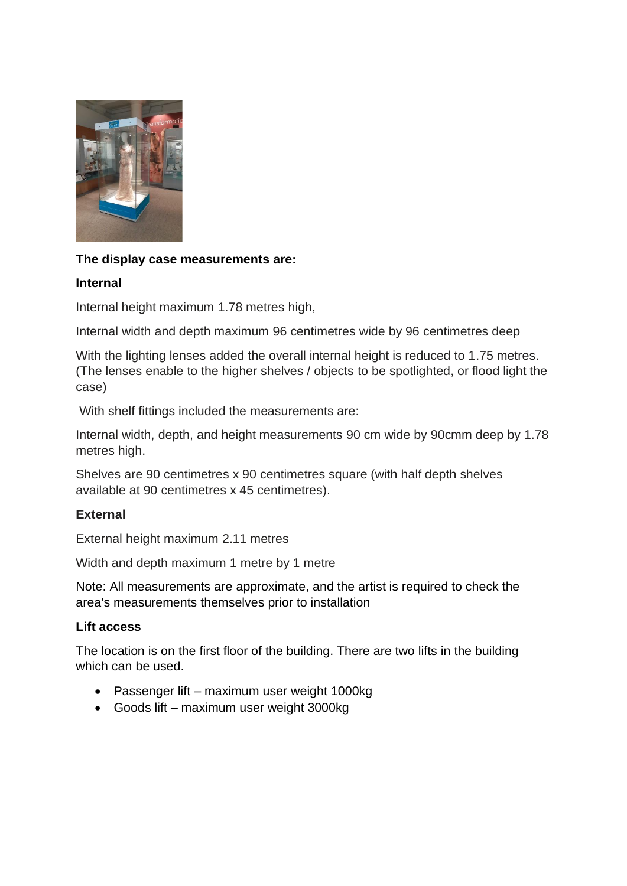**The display case measurements are:**

**Internal**

Internal height maximum 1.78 metres high,

Internal width and depth maximum 96 centimetres wide by 96 centimetres deep

With the lighting lenses added the overall internal height is reduced to 1.75 metres. (The lenses enable to the higher shelves / objects to be spotlighted, or flood light the case)

With shelf fittings included the measurements are:

Internal width, depth, and height measurements 90 cm wide by 90cmm deep by 1.78 metres high.

Shelves are 90 centimetres x 90 centimetres square (with half depth shelves available at 90 centimetres x 45 centimetres).

**External**

External height maximum 2.11 metres

Width and depth maximum 1 metre by 1 metre

Note: All measurements are approximate, and the artist is required to check the area's measurements themselves prior to installation

**Lift access**

The location is on the first floor of the building. There are two lifts in the building which can be used.

- Passenger lift – maximum user weight 1000kg
- Goods lift – maximum user weight 3000kg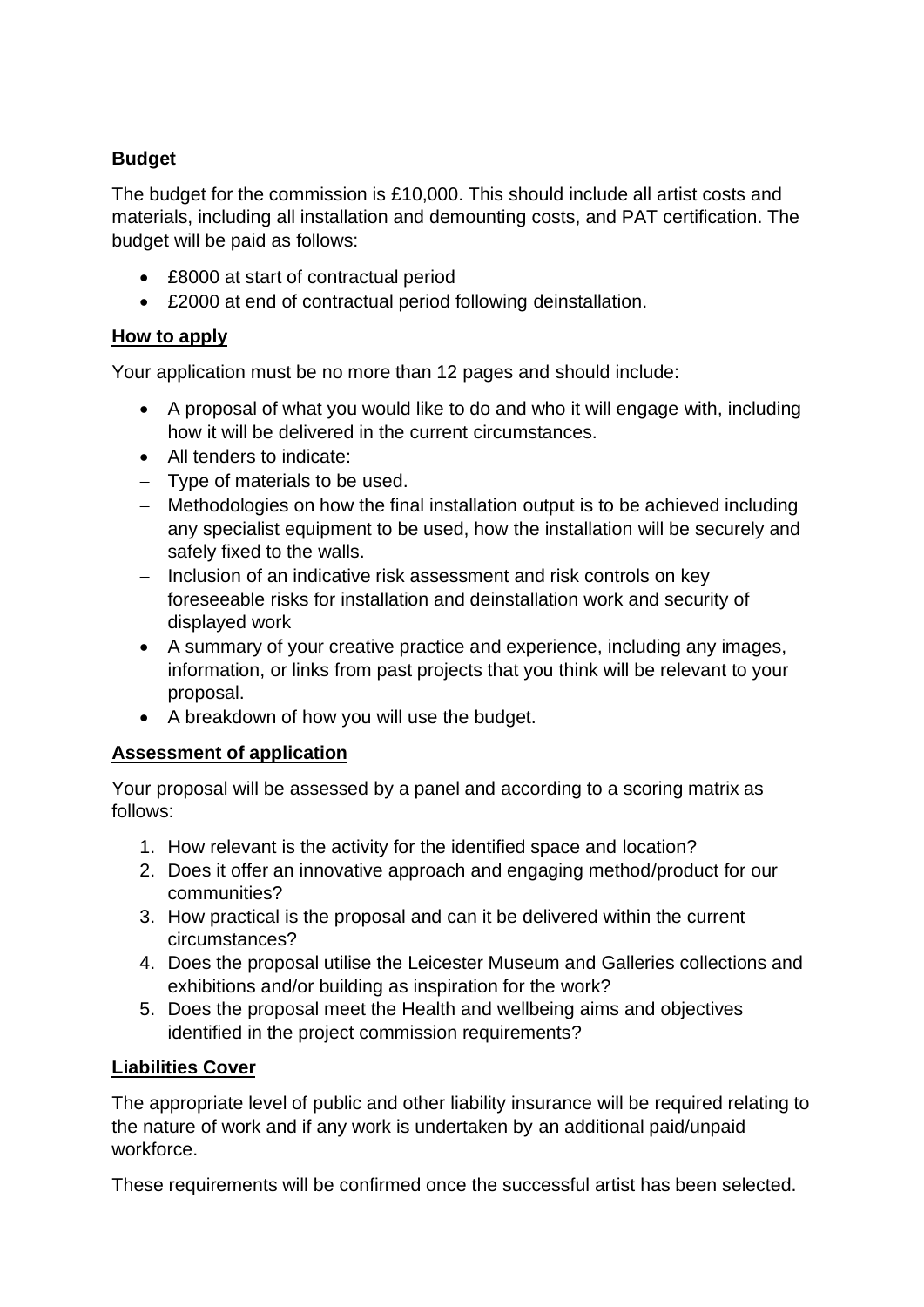**Budget**

The budget for the commission is £10,000. This should include all artist costs and materials, including all installation and demounting costs, and PAT certification. The budget will be paid as follows:

- £8000 at start of contractual period
- £2000 at end of contractual period following deinstallation.

**How to apply**

Your application must be no more than 12 pages and should include:

- A proposal of what you would like to do and who it will engage with, including how it will be delivered in the current circumstances.
- All tenders to indicate:
  - Type of materials to be used.
  - Methodologies on how the final installation output is to be achieved including any specialist equipment to be used, how the installation will be securely and safely fixed to the walls.
  - Inclusion of an indicative risk assessment and risk controls on key foreseeable risks for installation and deinstallation work and security of displayed work
- A summary of your creative practice and experience, including any images, information, or links from past projects that you think will be relevant to your proposal.
- A breakdown of how you will use the budget.

**Assessment of application**

Your proposal will be assessed by a panel and according to a scoring matrix as follows:

1. How relevant is the activity for the identified space and location?
2. Does it offer an innovative approach and engaging method/product for our communities?
3. How practical is the proposal and can it be delivered within the current circumstances?
4. Does the proposal utilise the Leicester Museum and Galleries collections and exhibitions and/or building as inspiration for the work?
5. Does the proposal meet the Health and wellbeing aims and objectives identified in the project commission requirements?

**Liabilities Cover**

The appropriate level of public and other liability insurance will be required relating to the nature of work and if any work is undertaken by an additional paid/unpaid workforce.

These requirements will be confirmed once the successful artist has been selected.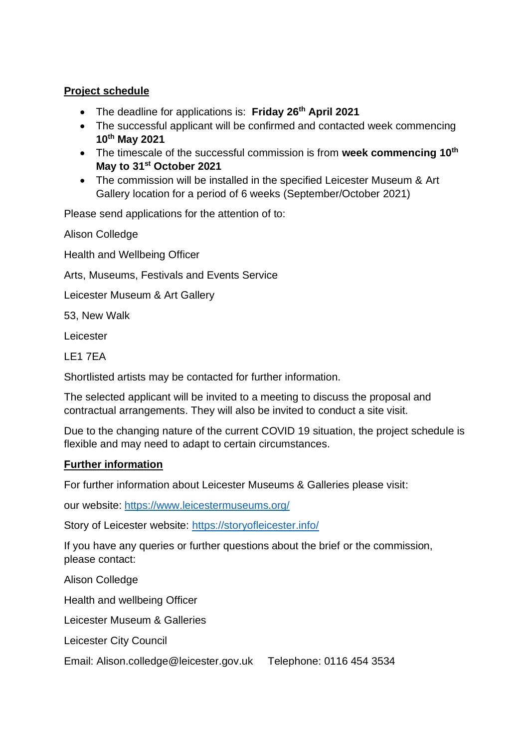## Project schedule

- The deadline for applications is: **Friday 26th April 2021**
- The successful applicant will be confirmed and contacted week commencing **10th May 2021**
- The timescale of the successful commission is from **week commencing 10th May to 31st October 2021**
- The commission will be installed in the specified Leicester Museum & Art Gallery location for a period of 6 weeks (September/October 2021)

Please send applications for the attention of to:

Alison Colledge

Health and Wellbeing Officer

Arts, Museums, Festivals and Events Service

Leicester Museum & Art Gallery

53, New Walk

Leicester

LE1 7EA

Shortlisted artists may be contacted for further information.

The selected applicant will be invited to a meeting to discuss the proposal and contractual arrangements. They will also be invited to conduct a site visit.

Due to the changing nature of the current COVID 19 situation, the project schedule is flexible and may need to adapt to certain circumstances.

## Further information

For further information about Leicester Museums & Galleries please visit:

our website: https://www.leicestermuseums.org/

Story of Leicester website: https://storyofleicester.info/

If you have any queries or further questions about the brief or the commission, please contact:

Alison Colledge

Health and wellbeing Officer

Leicester Museum & Galleries

Leicester City Council

Email: Alison.colledge@leicester.gov.uk Telephone: 0116 454 3534